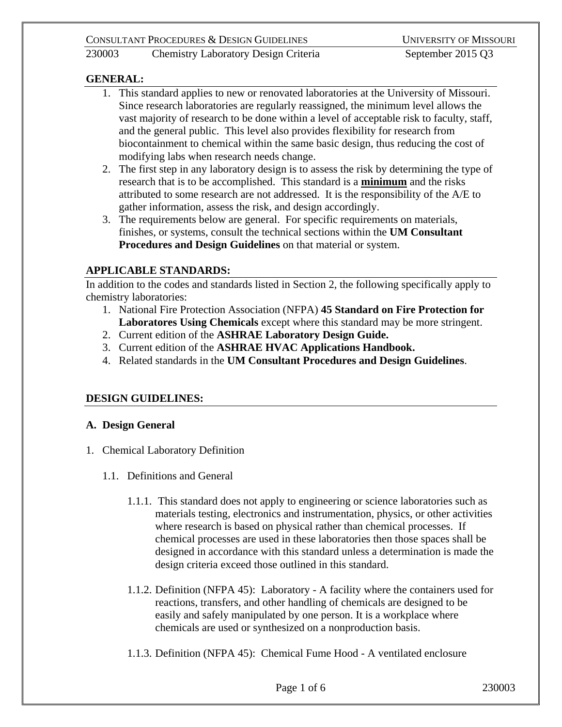## GENERAL:

1. This standard applies to new or renovated laboratories at the University of Missouri. Since research laboratories are regularly reassigned, the minimum level allows the vast majority of research to be done within a level of acceptable risk to faculty, staff, and the general public. This level also provides flexibility for research from biocontainment to chemical within the same basic design, thus reducing the cost of modifying labs when research needs change.
2. The first step in any laboratory design is to assess the risk by determining the type of research that is to be accomplished. This standard is a **minimum** and the risks attributed to some research are not addressed. It is the responsibility of the A/E to gather information, assess the risk, and design accordingly.
3. The requirements below are general. For specific requirements on materials, finishes, or systems, consult the technical sections within the **UM Consultant Procedures and Design Guidelines** on that material or system.

## APPLICABLE STANDARDS:

In addition to the codes and standards listed in Section 2, the following specifically apply to chemistry laboratories:

1. National Fire Protection Association (NFPA) **45 Standard on Fire Protection for Laboratores Using Chemicals** except where this standard may be more stringent.
2. Current edition of the **ASHRAE Laboratory Design Guide.**
3. Current edition of the **ASHRAE HVAC Applications Handbook.**
4. Related standards in the **UM Consultant Procedures and Design Guidelines**.

## DESIGN GUIDELINES:

### A. Design General

1. Chemical Laboratory Definition

   1.1. Definitions and General

      1.1.1. This standard does not apply to engineering or science laboratories such as materials testing, electronics and instrumentation, physics, or other activities where research is based on physical rather than chemical processes. If chemical processes are used in these laboratories then those spaces shall be designed in accordance with this standard unless a determination is made the design criteria exceed those outlined in this standard.

      1.1.2. Definition (NFPA 45): Laboratory - A facility where the containers used for reactions, transfers, and other handling of chemicals are designed to be easily and safely manipulated by one person. It is a workplace where chemicals are used or synthesized on a nonproduction basis.

      1.1.3. Definition (NFPA 45): Chemical Fume Hood - A ventilated enclosure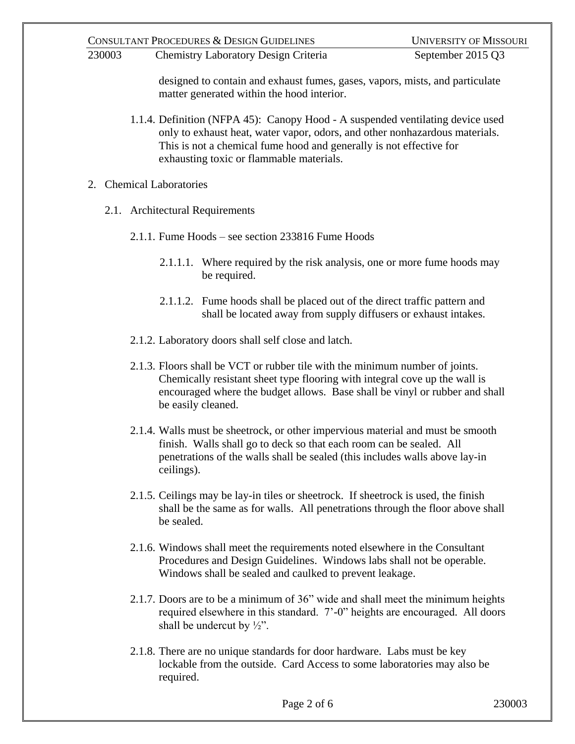designed to contain and exhaust fumes, gases, vapors, mists, and particulate matter generated within the hood interior.

1.1.4. Definition (NFPA 45): Canopy Hood - A suspended ventilating device used only to exhaust heat, water vapor, odors, and other nonhazardous materials. This is not a chemical fume hood and generally is not effective for exhausting toxic or flammable materials.

## 2. Chemical Laboratories

### 2.1. Architectural Requirements

2.1.1. Fume Hoods – see section 233816 Fume Hoods

2.1.1.1. Where required by the risk analysis, one or more fume hoods may be required.

2.1.1.2. Fume hoods shall be placed out of the direct traffic pattern and shall be located away from supply diffusers or exhaust intakes.

2.1.2. Laboratory doors shall self close and latch.

2.1.3. Floors shall be VCT or rubber tile with the minimum number of joints. Chemically resistant sheet type flooring with integral cove up the wall is encouraged where the budget allows. Base shall be vinyl or rubber and shall be easily cleaned.

2.1.4. Walls must be sheetrock, or other impervious material and must be smooth finish. Walls shall go to deck so that each room can be sealed. All penetrations of the walls shall be sealed (this includes walls above lay-in ceilings).

2.1.5. Ceilings may be lay-in tiles or sheetrock. If sheetrock is used, the finish shall be the same as for walls. All penetrations through the floor above shall be sealed.

2.1.6. Windows shall meet the requirements noted elsewhere in the Consultant Procedures and Design Guidelines. Windows labs shall not be operable. Windows shall be sealed and caulked to prevent leakage.

2.1.7. Doors are to be a minimum of 36” wide and shall meet the minimum heights required elsewhere in this standard. 7’-0” heights are encouraged. All doors shall be undercut by ½”.

2.1.8. There are no unique standards for door hardware. Labs must be key lockable from the outside. Card Access to some laboratories may also be required.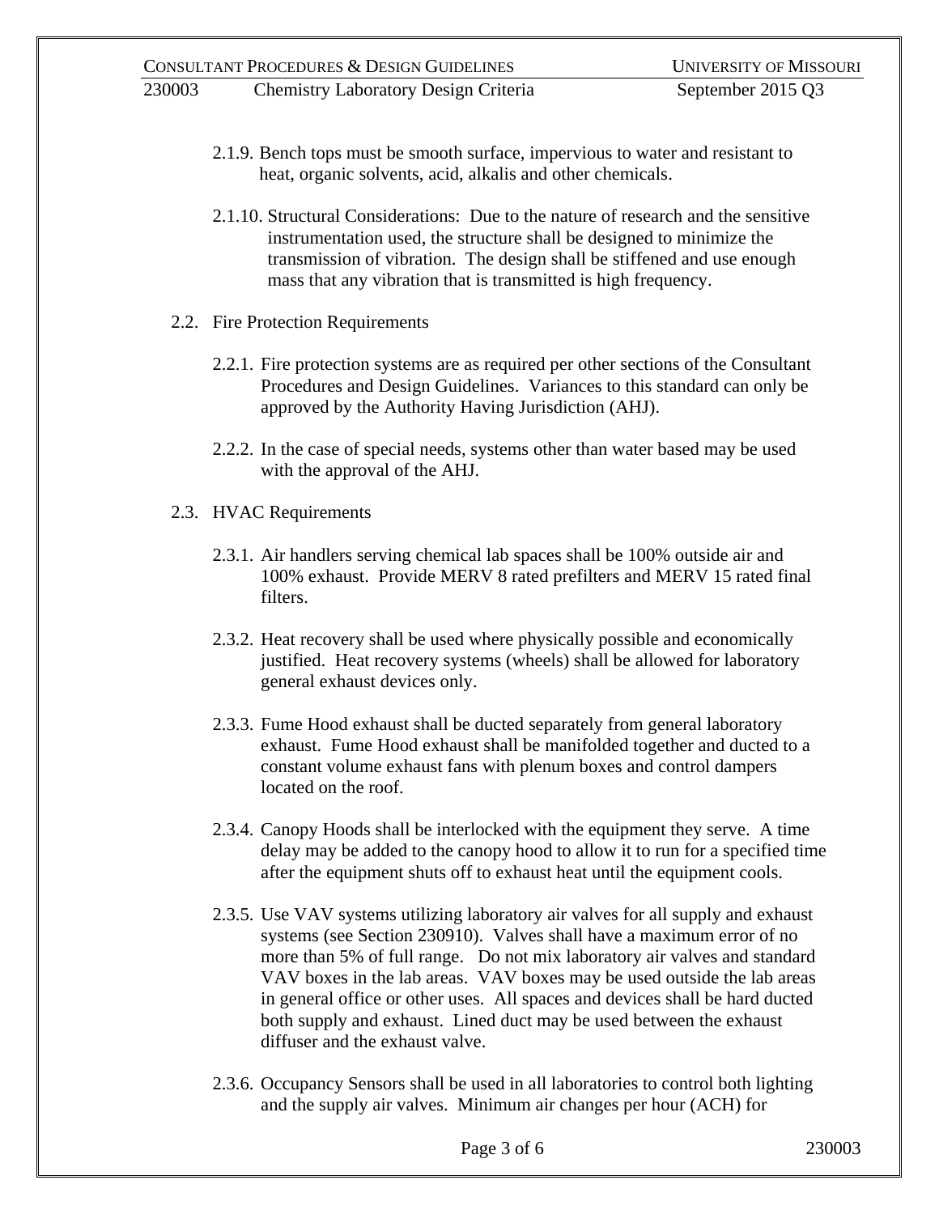2.1.9. Bench tops must be smooth surface, impervious to water and resistant to heat, organic solvents, acid, alkalis and other chemicals.

2.1.10. Structural Considerations: Due to the nature of research and the sensitive instrumentation used, the structure shall be designed to minimize the transmission of vibration. The design shall be stiffened and use enough mass that any vibration that is transmitted is high frequency.

2.2. Fire Protection Requirements

2.2.1. Fire protection systems are as required per other sections of the Consultant Procedures and Design Guidelines. Variances to this standard can only be approved by the Authority Having Jurisdiction (AHJ).

2.2.2. In the case of special needs, systems other than water based may be used with the approval of the AHJ.

2.3. HVAC Requirements

2.3.1. Air handlers serving chemical lab spaces shall be 100% outside air and 100% exhaust. Provide MERV 8 rated prefilters and MERV 15 rated final filters.

2.3.2. Heat recovery shall be used where physically possible and economically justified. Heat recovery systems (wheels) shall be allowed for laboratory general exhaust devices only.

2.3.3. Fume Hood exhaust shall be ducted separately from general laboratory exhaust. Fume Hood exhaust shall be manifolded together and ducted to a constant volume exhaust fans with plenum boxes and control dampers located on the roof.

2.3.4. Canopy Hoods shall be interlocked with the equipment they serve. A time delay may be added to the canopy hood to allow it to run for a specified time after the equipment shuts off to exhaust heat until the equipment cools.

2.3.5. Use VAV systems utilizing laboratory air valves for all supply and exhaust systems (see Section 230910). Valves shall have a maximum error of no more than 5% of full range. Do not mix laboratory air valves and standard VAV boxes in the lab areas. VAV boxes may be used outside the lab areas in general office or other uses. All spaces and devices shall be hard ducted both supply and exhaust. Lined duct may be used between the exhaust diffuser and the exhaust valve.

2.3.6. Occupancy Sensors shall be used in all laboratories to control both lighting and the supply air valves. Minimum air changes per hour (ACH) for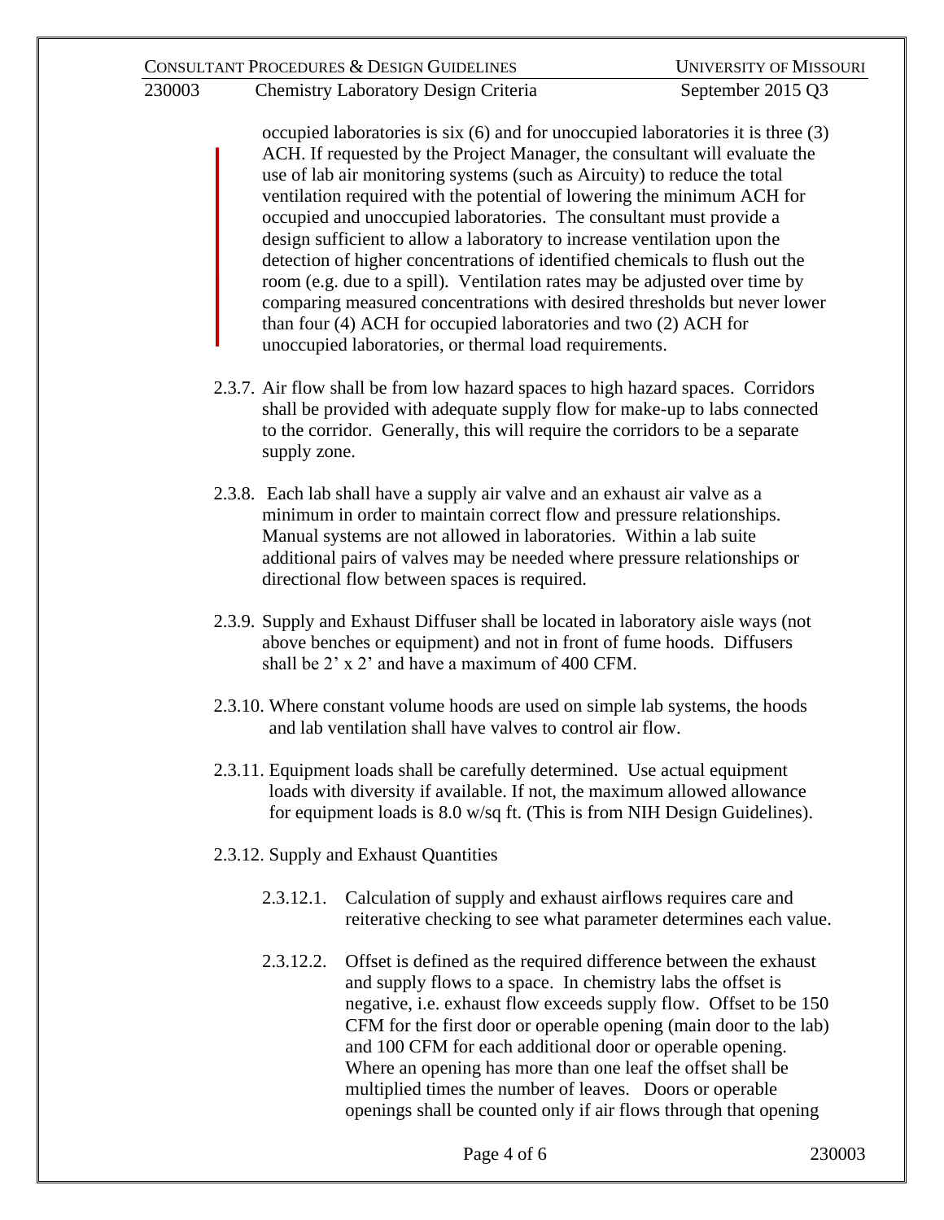occupied laboratories is six (6) and for unoccupied laboratories it is three (3) ACH. If requested by the Project Manager, the consultant will evaluate the use of lab air monitoring systems (such as Aircuity) to reduce the total ventilation required with the potential of lowering the minimum ACH for occupied and unoccupied laboratories. The consultant must provide a design sufficient to allow a laboratory to increase ventilation upon the detection of higher concentrations of identified chemicals to flush out the room (e.g. due to a spill). Ventilation rates may be adjusted over time by comparing measured concentrations with desired thresholds but never lower than four (4) ACH for occupied laboratories and two (2) ACH for unoccupied laboratories, or thermal load requirements.

2.3.7. Air flow shall be from low hazard spaces to high hazard spaces. Corridors shall be provided with adequate supply flow for make-up to labs connected to the corridor. Generally, this will require the corridors to be a separate supply zone.

2.3.8. Each lab shall have a supply air valve and an exhaust air valve as a minimum in order to maintain correct flow and pressure relationships. Manual systems are not allowed in laboratories. Within a lab suite additional pairs of valves may be needed where pressure relationships or directional flow between spaces is required.

2.3.9. Supply and Exhaust Diffuser shall be located in laboratory aisle ways (not above benches or equipment) and not in front of fume hoods. Diffusers shall be 2' x 2' and have a maximum of 400 CFM.

2.3.10. Where constant volume hoods are used on simple lab systems, the hoods and lab ventilation shall have valves to control air flow.

2.3.11. Equipment loads shall be carefully determined. Use actual equipment loads with diversity if available. If not, the maximum allowed allowance for equipment loads is 8.0 w/sq ft. (This is from NIH Design Guidelines).

2.3.12. Supply and Exhaust Quantities

2.3.12.1. Calculation of supply and exhaust airflows requires care and reiterative checking to see what parameter determines each value.

2.3.12.2. Offset is defined as the required difference between the exhaust and supply flows to a space. In chemistry labs the offset is negative, i.e. exhaust flow exceeds supply flow. Offset to be 150 CFM for the first door or operable opening (main door to the lab) and 100 CFM for each additional door or operable opening. Where an opening has more than one leaf the offset shall be multiplied times the number of leaves. Doors or operable openings shall be counted only if air flows through that opening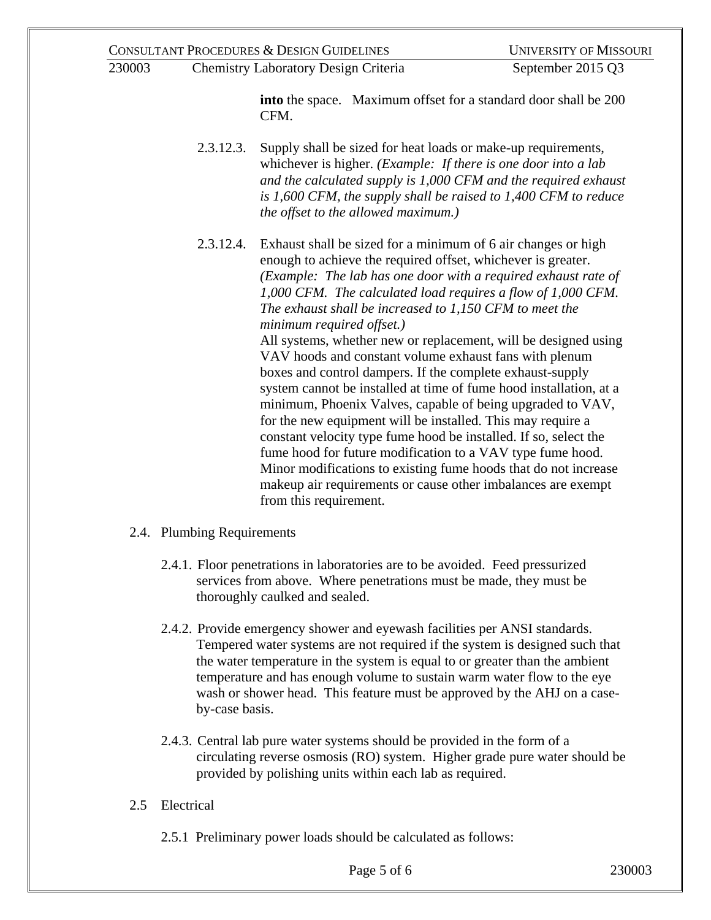**into** the space. Maximum offset for a standard door shall be 200 CFM.

2.3.12.3. Supply shall be sized for heat loads or make-up requirements, whichever is higher. *(Example: If there is one door into a lab and the calculated supply is 1,000 CFM and the required exhaust is 1,600 CFM, the supply shall be raised to 1,400 CFM to reduce the offset to the allowed maximum.)*

2.3.12.4. Exhaust shall be sized for a minimum of 6 air changes or high enough to achieve the required offset, whichever is greater. *(Example: The lab has one door with a required exhaust rate of 1,000 CFM. The calculated load requires a flow of 1,000 CFM. The exhaust shall be increased to 1,150 CFM to meet the minimum required offset.)*
All systems, whether new or replacement, will be designed using VAV hoods and constant volume exhaust fans with plenum boxes and control dampers. If the complete exhaust-supply system cannot be installed at time of fume hood installation, at a minimum, Phoenix Valves, capable of being upgraded to VAV, for the new equipment will be installed. This may require a constant velocity type fume hood be installed. If so, select the fume hood for future modification to a VAV type fume hood. Minor modifications to existing fume hoods that do not increase makeup air requirements or cause other imbalances are exempt from this requirement.

2.4. Plumbing Requirements

2.4.1. Floor penetrations in laboratories are to be avoided. Feed pressurized services from above. Where penetrations must be made, they must be thoroughly caulked and sealed.

2.4.2. Provide emergency shower and eyewash facilities per ANSI standards. Tempered water systems are not required if the system is designed such that the water temperature in the system is equal to or greater than the ambient temperature and has enough volume to sustain warm water flow to the eye wash or shower head. This feature must be approved by the AHJ on a case-by-case basis.

2.4.3. Central lab pure water systems should be provided in the form of a circulating reverse osmosis (RO) system. Higher grade pure water should be provided by polishing units within each lab as required.

2.5 Electrical

2.5.1 Preliminary power loads should be calculated as follows: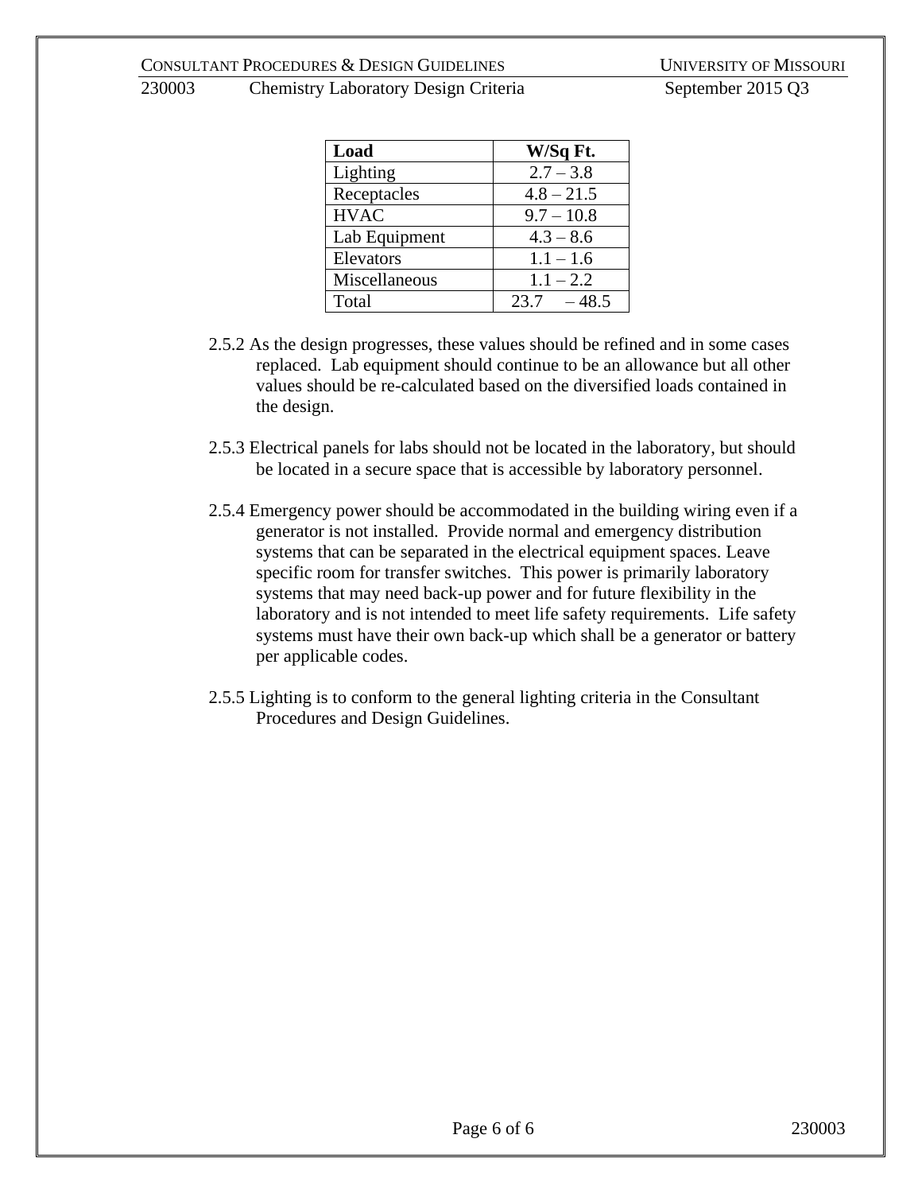| Load | W/Sq Ft. |
|---|---|
| Lighting | 2.7 – 3.8 |
| Receptacles | 4.8 – 21.5 |
| HVAC | 9.7 – 10.8 |
| Lab Equipment | 4.3 – 8.6 |
| Elevators | 1.1 – 1.6 |
| Miscellaneous | 1.1 – 2.2 |
| Total | 23.7 – 48.5 |

2.5.2 As the design progresses, these values should be refined and in some cases replaced. Lab equipment should continue to be an allowance but all other values should be re-calculated based on the diversified loads contained in the design.

2.5.3 Electrical panels for labs should not be located in the laboratory, but should be located in a secure space that is accessible by laboratory personnel.

2.5.4 Emergency power should be accommodated in the building wiring even if a generator is not installed. Provide normal and emergency distribution systems that can be separated in the electrical equipment spaces. Leave specific room for transfer switches. This power is primarily laboratory systems that may need back-up power and for future flexibility in the laboratory and is not intended to meet life safety requirements. Life safety systems must have their own back-up which shall be a generator or battery per applicable codes.

2.5.5 Lighting is to conform to the general lighting criteria in the Consultant Procedures and Design Guidelines.